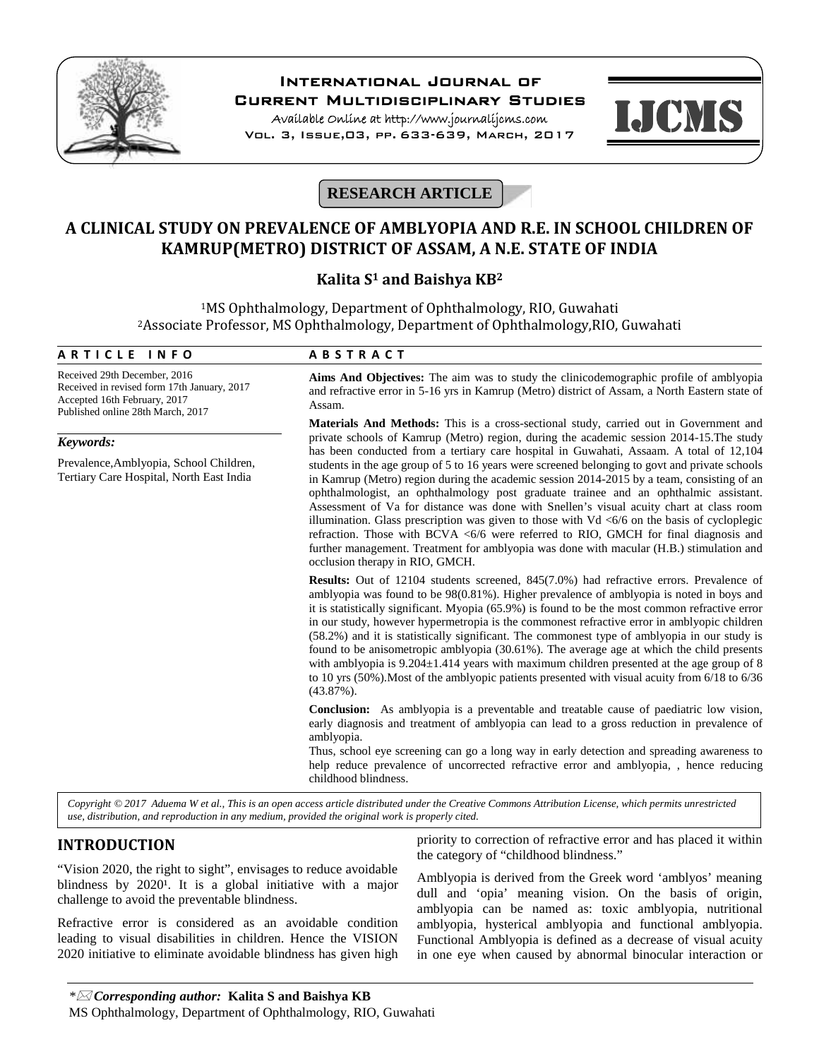RESEARCH ARTICLE

# A CLINICAL STUDY ON PREVALENCE OF AMBLYOPIA AND R.E. IN SCHOOL CHILDREN OF KAMRUP(METRO) DISTRICT OF ASSAM, A N.E. STATE OF INDIA

**Kalita S[1] and Baishya KB[2]**

[1]MS Ophthalmology, Department of Ophthalmology, RIO, Guwahati
[2]Associate Professor, MS Ophthalmology, Department of Ophthalmology,RIO, Guwahati

**ARTICLE INFO**

Received 29th December, 2016
Received in revised form 17th January, 2017
Accepted 16th February, 2017
Published online 28th March, 2017

***Keywords:***

Prevalence,Amblyopia, School Children, Tertiary Care Hospital, North East India

**ABSTRACT**

**Aims And Objectives:** The aim was to study the clinicodemographic profile of amblyopia and refractive error in 5-16 yrs in Kamrup (Metro) district of Assam, a North Eastern state of Assam.

**Materials And Methods:** This is a cross-sectional study, carried out in Government and private schools of Kamrup (Metro) region, during the academic session 2014-15.The study has been conducted from a tertiary care hospital in Guwahati, Assaam. A total of 12,104 students in the age group of 5 to 16 years were screened belonging to govt and private schools in Kamrup (Metro) region during the academic session 2014-2015 by a team, consisting of an ophthalmologist, an ophthalmology post graduate trainee and an ophthalmic assistant. Assessment of Va for distance was done with Snellen's visual acuity chart at class room illumination. Glass prescription was given to those with Vd <6/6 on the basis of cycloplegic refraction. Those with BCVA <6/6 were referred to RIO, GMCH for final diagnosis and further management. Treatment for amblyopia was done with macular (H.B.) stimulation and occlusion therapy in RIO, GMCH.

**Results:** Out of 12104 students screened, 845(7.0%) had refractive errors. Prevalence of amblyopia was found to be 98(0.81%). Higher prevalence of amblyopia is noted in boys and it is statistically significant. Myopia (65.9%) is found to be the most common refractive error in our study, however hypermetropia is the commonest refractive error in amblyopic children (58.2%) and it is statistically significant. The commonest type of amblyopia in our study is found to be anisometropic amblyopia (30.61%). The average age at which the child presents with amblyopia is 9.204±1.414 years with maximum children presented at the age group of 8 to 10 yrs (50%).Most of the amblyopic patients presented with visual acuity from 6/18 to 6/36 (43.87%).

**Conclusion:** As amblyopia is a preventable and treatable cause of paediatric low vision, early diagnosis and treatment of amblyopia can lead to a gross reduction in prevalence of amblyopia.

Thus, school eye screening can go a long way in early detection and spreading awareness to help reduce prevalence of uncorrected refractive error and amblyopia, , hence reducing childhood blindness.

*Copyright © 2017 Aduema W et al., This is an open access article distributed under the Creative Commons Attribution License, which permits unrestricted use, distribution, and reproduction in any medium, provided the original work is properly cited.*

## INTRODUCTION

"Vision 2020, the right to sight", envisages to reduce avoidable blindness by 2020[1]. It is a global initiative with a major challenge to avoid the preventable blindness.

Refractive error is considered as an avoidable condition leading to visual disabilities in children. Hence the VISION 2020 initiative to eliminate avoidable blindness has given high priority to correction of refractive error and has placed it within the category of "childhood blindness."

Amblyopia is derived from the Greek word 'amblyos' meaning dull and 'opia' meaning vision. On the basis of origin, amblyopia can be named as: toxic amblyopia, nutritional amblyopia, hysterical amblyopia and functional amblyopia. Functional Amblyopia is defined as a decrease of visual acuity in one eye when caused by abnormal binocular interaction or

**Corresponding author:* **Kalita S and Baishya KB**
MS Ophthalmology, Department of Ophthalmology, RIO, Guwahati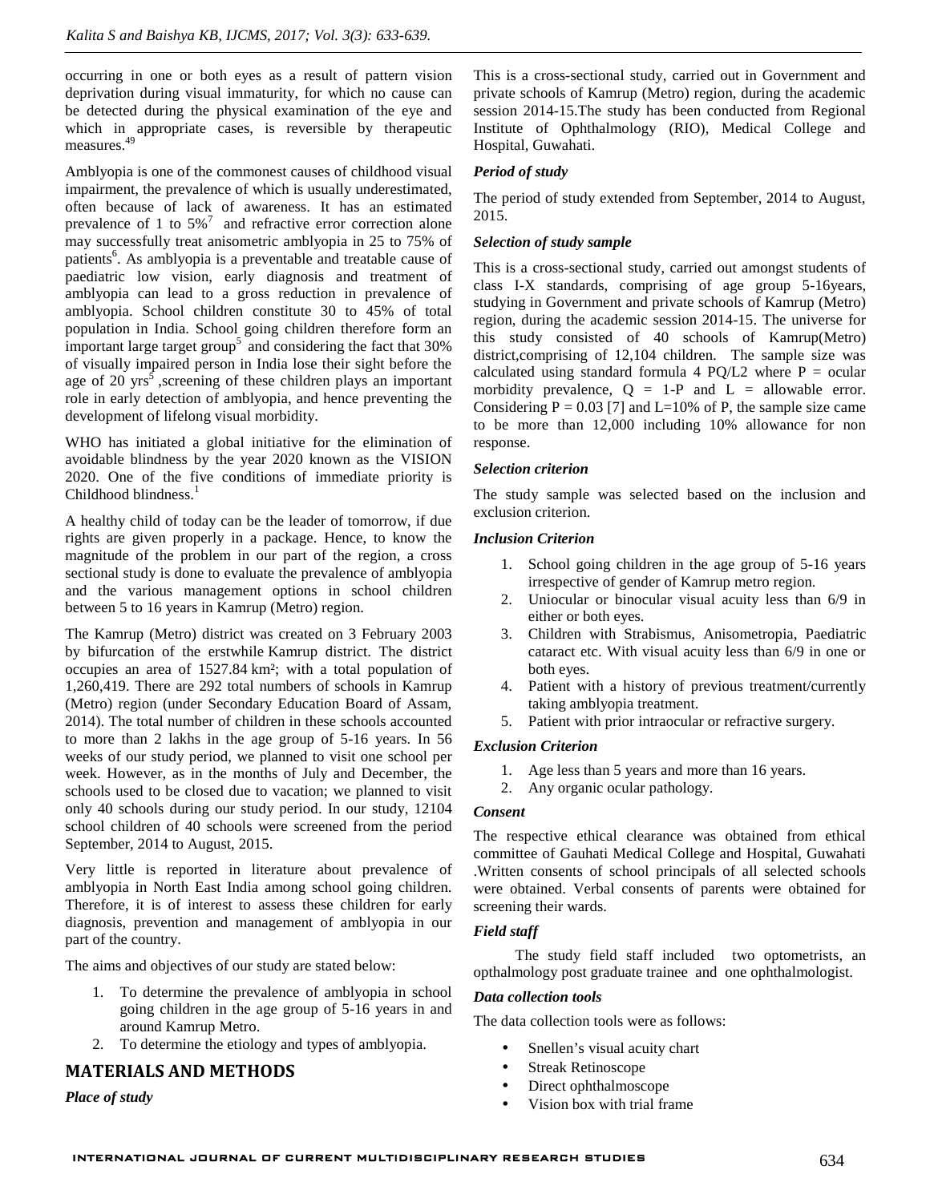occurring in one or both eyes as a result of pattern vision deprivation during visual immaturity, for which no cause can be detected during the physical examination of the eye and which in appropriate cases, is reversible by therapeutic measures.[49]

Amblyopia is one of the commonest causes of childhood visual impairment, the prevalence of which is usually underestimated, often because of lack of awareness. It has an estimated prevalence of 1 to 5%[7] and refractive error correction alone may successfully treat anisometric amblyopia in 25 to 75% of patients[6]. As amblyopia is a preventable and treatable cause of paediatric low vision, early diagnosis and treatment of amblyopia can lead to a gross reduction in prevalence of amblyopia. School children constitute 30 to 45% of total population in India. School going children therefore form an important large target group[5] and considering the fact that 30% of visually impaired person in India lose their sight before the age of 20 yrs[5] ,screening of these children plays an important role in early detection of amblyopia, and hence preventing the development of lifelong visual morbidity.

WHO has initiated a global initiative for the elimination of avoidable blindness by the year 2020 known as the VISION 2020. One of the five conditions of immediate priority is Childhood blindness.[1]

A healthy child of today can be the leader of tomorrow, if due rights are given properly in a package. Hence, to know the magnitude of the problem in our part of the region, a cross sectional study is done to evaluate the prevalence of amblyopia and the various management options in school children between 5 to 16 years in Kamrup (Metro) region.

The Kamrup (Metro) district was created on 3 February 2003 by bifurcation of the erstwhile Kamrup district. The district occupies an area of 1527.84 km²; with a total population of 1,260,419. There are 292 total numbers of schools in Kamrup (Metro) region (under Secondary Education Board of Assam, 2014). The total number of children in these schools accounted to more than 2 lakhs in the age group of 5-16 years. In 56 weeks of our study period, we planned to visit one school per week. However, as in the months of July and December, the schools used to be closed due to vacation; we planned to visit only 40 schools during our study period. In our study, 12104 school children of 40 schools were screened from the period September, 2014 to August, 2015.

Very little is reported in literature about prevalence of amblyopia in North East India among school going children. Therefore, it is of interest to assess these children for early diagnosis, prevention and management of amblyopia in our part of the country.

The aims and objectives of our study are stated below:

1. To determine the prevalence of amblyopia in school going children in the age group of 5-16 years in and around Kamrup Metro.
2. To determine the etiology and types of amblyopia.

## MATERIALS AND METHODS

### *Place of study*

This is a cross-sectional study, carried out in Government and private schools of Kamrup (Metro) region, during the academic session 2014-15.The study has been conducted from Regional Institute of Ophthalmology (RIO), Medical College and Hospital, Guwahati.

### *Period of study*

The period of study extended from September, 2014 to August, 2015.

### *Selection of study sample*

This is a cross-sectional study, carried out amongst students of class I-X standards, comprising of age group 5-16years, studying in Government and private schools of Kamrup (Metro) region, during the academic session 2014-15. The universe for this study consisted of 40 schools of Kamrup(Metro) district,comprising of 12,104 children. The sample size was calculated using standard formula 4 PQ/L2 where P = ocular morbidity prevalence, Q = 1-P and L = allowable error. Considering P = 0.03 [7] and L=10% of P, the sample size came to be more than 12,000 including 10% allowance for non response.

### *Selection criterion*

The study sample was selected based on the inclusion and exclusion criterion.

### *Inclusion Criterion*

1. School going children in the age group of 5-16 years irrespective of gender of Kamrup metro region.
2. Uniocular or binocular visual acuity less than 6/9 in either or both eyes.
3. Children with Strabismus, Anisometropia, Paediatric cataract etc. With visual acuity less than 6/9 in one or both eyes.
4. Patient with a history of previous treatment/currently taking amblyopia treatment.
5. Patient with prior intraocular or refractive surgery.

### *Exclusion Criterion*

1. Age less than 5 years and more than 16 years.
2. Any organic ocular pathology.

### *Consent*

The respective ethical clearance was obtained from ethical committee of Gauhati Medical College and Hospital, Guwahati .Written consents of school principals of all selected schools were obtained. Verbal consents of parents were obtained for screening their wards.

### *Field staff*

The study field staff included two optometrists, an opthalmology post graduate trainee and one ophthalmologist.

### *Data collection tools*

The data collection tools were as follows:

- Snellen's visual acuity chart
- Streak Retinoscope
- Direct ophthalmoscope
- Vision box with trial frame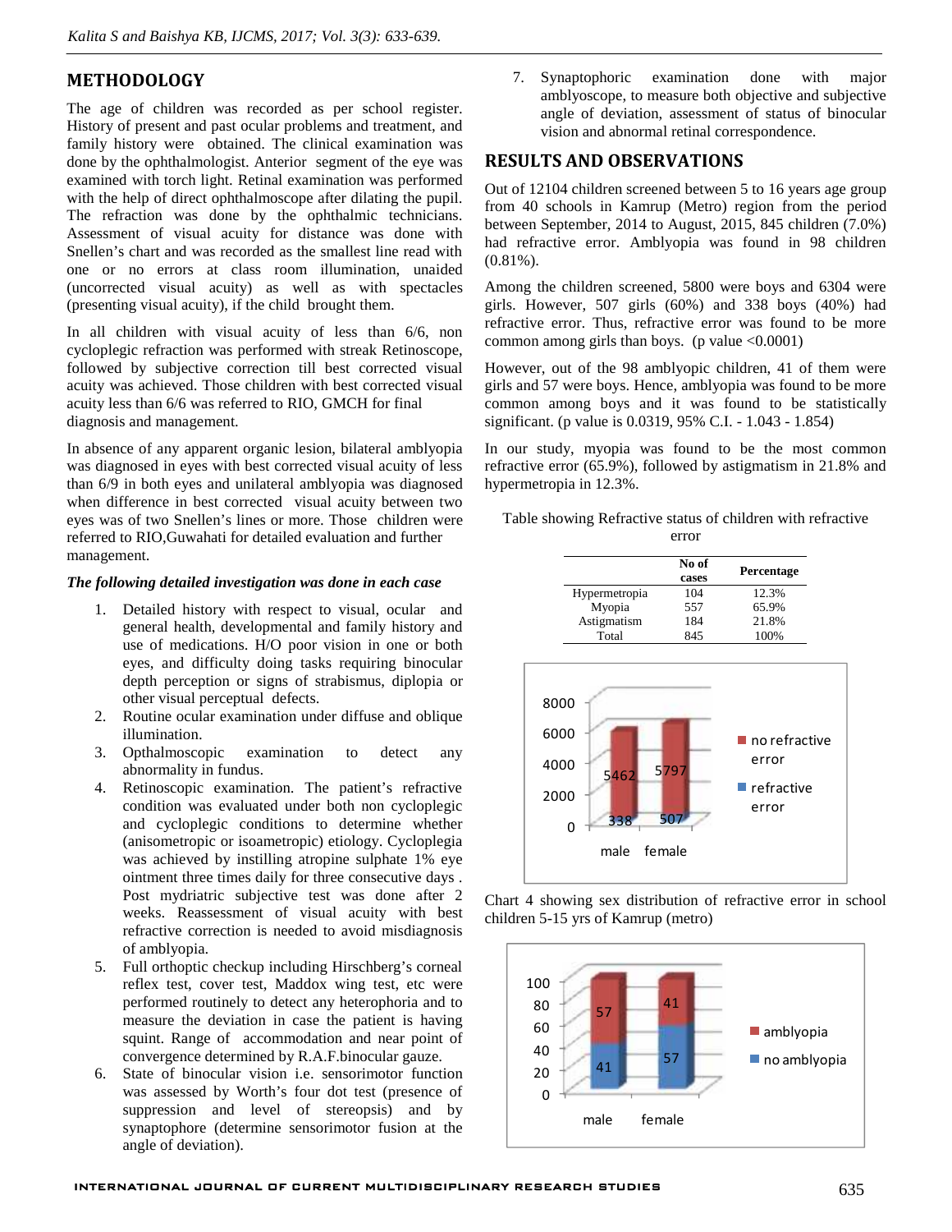## METHODOLOGY

The age of children was recorded as per school register. History of present and past ocular problems and treatment, and family history were obtained. The clinical examination was done by the ophthalmologist. Anterior segment of the eye was examined with torch light. Retinal examination was performed with the help of direct ophthalmoscope after dilating the pupil. The refraction was done by the ophthalmic technicians. Assessment of visual acuity for distance was done with Snellen's chart and was recorded as the smallest line read with one or no errors at class room illumination, unaided (uncorrected visual acuity) as well as with spectacles (presenting visual acuity), if the child brought them.

In all children with visual acuity of less than 6/6, non cycloplegic refraction was performed with streak Retinoscope, followed by subjective correction till best corrected visual acuity was achieved. Those children with best corrected visual acuity less than 6/6 was referred to RIO, GMCH for final diagnosis and management.

In absence of any apparent organic lesion, bilateral amblyopia was diagnosed in eyes with best corrected visual acuity of less than 6/9 in both eyes and unilateral amblyopia was diagnosed when difference in best corrected visual acuity between two eyes was of two Snellen's lines or more. Those children were referred to RIO,Guwahati for detailed evaluation and further management.

***The following detailed investigation was done in each case***

1. Detailed history with respect to visual, ocular and general health, developmental and family history and use of medications. H/O poor vision in one or both eyes, and difficulty doing tasks requiring binocular depth perception or signs of strabismus, diplopia or other visual perceptual defects.
2. Routine ocular examination under diffuse and oblique illumination.
3. Opthalmoscopic examination to detect any abnormality in fundus.
4. Retinoscopic examination. The patient's refractive condition was evaluated under both non cycloplegic and cycloplegic conditions to determine whether (anisometropic or isoametropic) etiology. Cycloplegia was achieved by instilling atropine sulphate 1% eye ointment three times daily for three consecutive days . Post mydriatric subjective test was done after 2 weeks. Reassessment of visual acuity with best refractive correction is needed to avoid misdiagnosis of amblyopia.
5. Full orthoptic checkup including Hirschberg's corneal reflex test, cover test, Maddox wing test, etc were performed routinely to detect any heterophoria and to measure the deviation in case the patient is having squint. Range of accommodation and near point of convergence determined by R.A.F.binocular gauze.
6. State of binocular vision i.e. sensorimotor function was assessed by Worth's four dot test (presence of suppression and level of stereopsis) and by synaptophore (determine sensorimotor fusion at the angle of deviation).
7. Synaptophoric examination done with major amblyoscope, to measure both objective and subjective angle of deviation, assessment of status of binocular vision and abnormal retinal correspondence.

## RESULTS AND OBSERVATIONS

Out of 12104 children screened between 5 to 16 years age group from 40 schools in Kamrup (Metro) region from the period between September, 2014 to August, 2015, 845 children (7.0%) had refractive error. Amblyopia was found in 98 children (0.81%).

Among the children screened, 5800 were boys and 6304 were girls. However, 507 girls (60%) and 338 boys (40%) had refractive error. Thus, refractive error was found to be more common among girls than boys. (p value <0.0001)

However, out of the 98 amblyopic children, 41 of them were girls and 57 were boys. Hence, amblyopia was found to be more common among boys and it was found to be statistically significant. (p value is 0.0319, 95% C.I. - 1.043 - 1.854)

In our study, myopia was found to be the most common refractive error (65.9%), followed by astigmatism in 21.8% and hypermetropia in 12.3%.

Table showing Refractive status of children with refractive error

| | No of cases | Percentage |
|---|---|---|
| Hypermetropia | 104 | 12.3% |
| Myopia | 557 | 65.9% |
| Astigmatism | 184 | 21.8% |
| Total | 845 | 100% |

Chart 4 showing sex distribution of refractive error in school children 5-15 yrs of Kamrup (metro)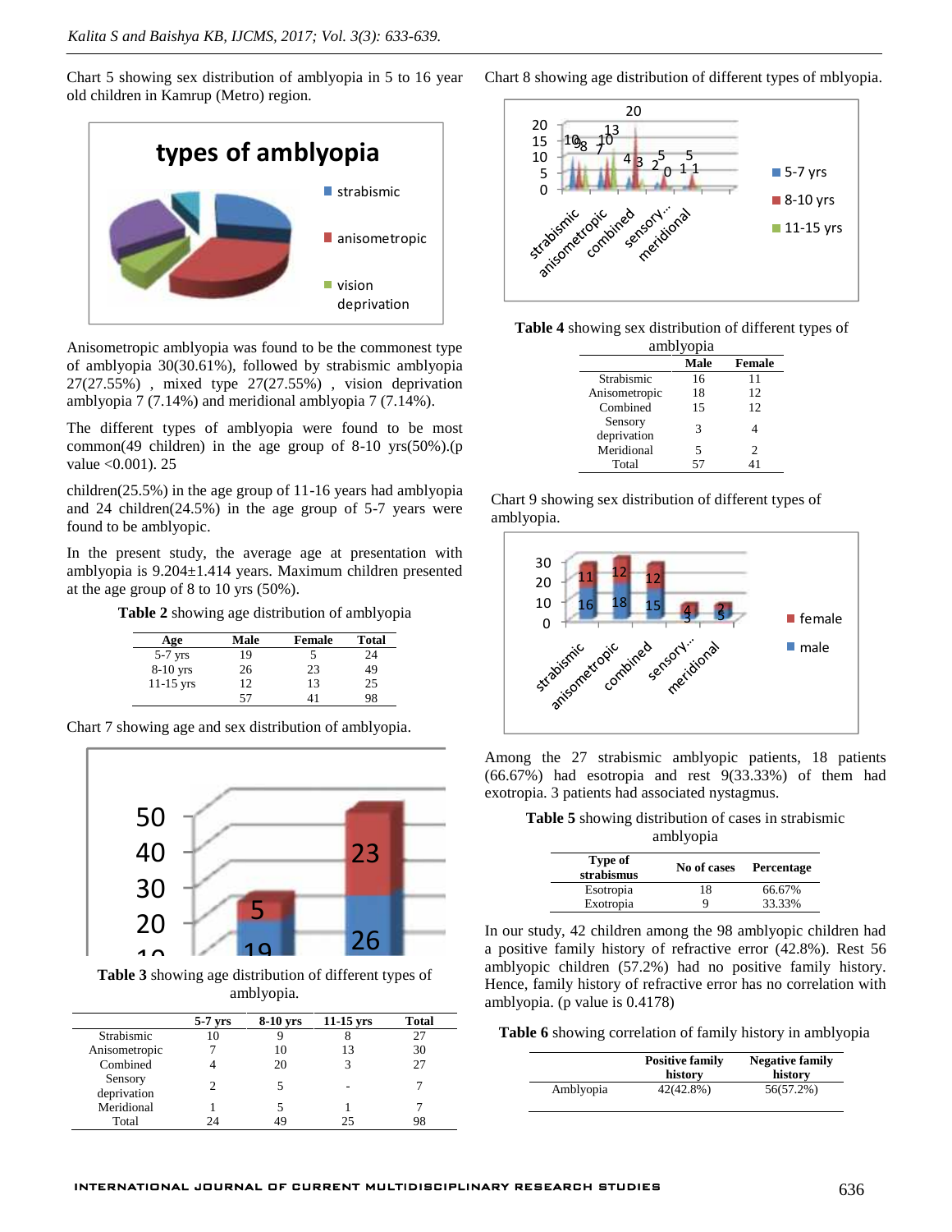Chart 5 showing sex distribution of amblyopia in 5 to 16 year old children in Kamrup (Metro) region.

Anisometropic amblyopia was found to be the commonest type of amblyopia 30(30.61%), followed by strabismic amblyopia 27(27.55%) , mixed type 27(27.55%) , vision deprivation amblyopia 7 (7.14%) and meridional amblyopia 7 (7.14%).

The different types of amblyopia were found to be most common(49 children) in the age group of 8-10 yrs(50%).(p value <0.001). 25

children(25.5%) in the age group of 11-16 years had amblyopia and 24 children(24.5%) in the age group of 5-7 years were found to be amblyopic.

In the present study, the average age at presentation with amblyopia is 9.204±1.414 years. Maximum children presented at the age group of 8 to 10 yrs (50%).

**Table 2** showing age distribution of amblyopia

| Age | Male | Female | Total |
|---|---|---|---|
| 5-7 yrs | 19 | 5 | 24 |
| 8-10 yrs | 26 | 23 | 49 |
| 11-15 yrs | 12 | 13 | 25 |
| | 57 | 41 | 98 |

Chart 7 showing age and sex distribution of amblyopia.

**Table 3** showing age distribution of different types of amblyopia.

| | 5-7 yrs | 8-10 yrs | 11-15 yrs | Total |
|---|---|---|---|---|
| Strabismic | 10 | 9 | 8 | 27 |
| Anisometropic | 7 | 10 | 13 | 30 |
| Combined | 4 | 20 | 3 | 27 |
| Sensory deprivation | 2 | 5 | - | 7 |
| Meridional | 1 | 5 | 1 | 7 |
| Total | 24 | 49 | 25 | 98 |

Chart 8 showing age distribution of different types of mblyopia.

**Table 4** showing sex distribution of different types of amblyopia

| | Male | Female |
|---|---|---|
| Strabismic | 16 | 11 |
| Anisometropic | 18 | 12 |
| Combined | 15 | 12 |
| Sensory deprivation | 3 | 4 |
| Meridional | 5 | 2 |
| Total | 57 | 41 |

Chart 9 showing sex distribution of different types of amblyopia.

Among the 27 strabismic amblyopic patients, 18 patients (66.67%) had esotropia and rest 9(33.33%) of them had exotropia. 3 patients had associated nystagmus.

**Table 5** showing distribution of cases in strabismic amblyopia

| Type of strabismus | No of cases | Percentage |
|---|---|---|
| Esotropia | 18 | 66.67% |
| Exotropia | 9 | 33.33% |

In our study, 42 children among the 98 amblyopic children had a positive family history of refractive error (42.8%). Rest 56 amblyopic children (57.2%) had no positive family history. Hence, family history of refractive error has no correlation with amblyopia. (p value is 0.4178)

**Table 6** showing correlation of family history in amblyopia

| | Positive family history | Negative family history |
|---|---|---|
| Amblyopia | 42(42.8%) | 56(57.2%) |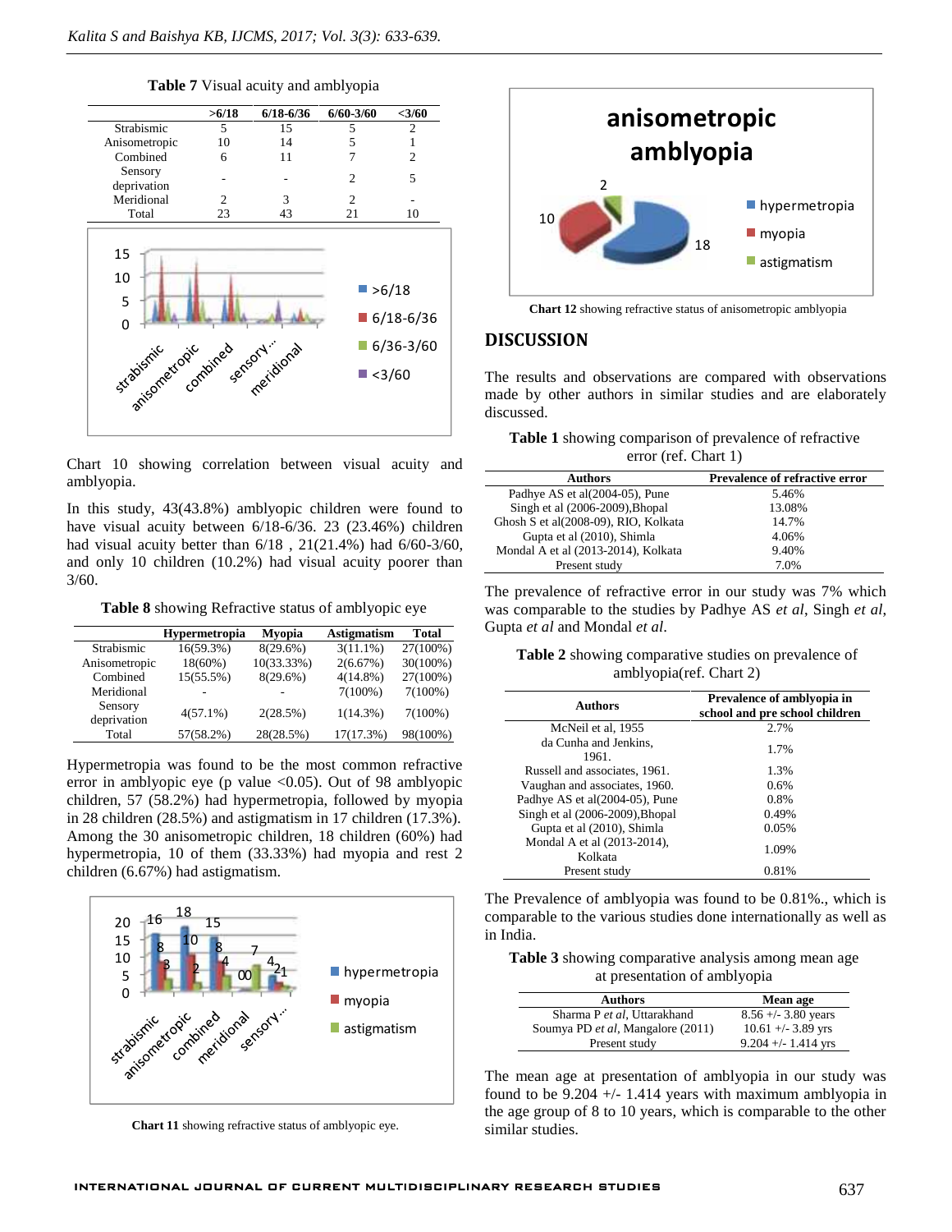**Table 7** Visual acuity and amblyopia

| | >6/18 | 6/18-6/36 | 6/60-3/60 | <3/60 |
|---|---|---|---|---|
| Strabismic | 5 | 15 | 5 | 2 |
| Anisometropic | 10 | 14 | 5 | 1 |
| Combined | 6 | 11 | 7 | 2 |
| Sensory deprivation | - | - | 2 | 5 |
| Meridional | 2 | 3 | 2 | - |
| Total | 23 | 43 | 21 | 10 |

Chart 10 showing correlation between visual acuity and amblyopia.

In this study, 43(43.8%) amblyopic children were found to have visual acuity between 6/18-6/36. 23 (23.46%) children had visual acuity better than 6/18 , 21(21.4%) had 6/60-3/60, and only 10 children (10.2%) had visual acuity poorer than 3/60.

**Table 8** showing Refractive status of amblyopic eye

| | Hypermetropia | Myopia | Astigmatism | Total |
|---|---|---|---|---|
| Strabismic | 16(59.3%) | 8(29.6%) | 3(11.1%) | 27(100%) |
| Anisometropic | 18(60%) | 10(33.33%) | 2(6.67%) | 30(100%) |
| Combined | 15(55.5%) | 8(29.6%) | 4(14.8%) | 27(100%) |
| Meridional | - | - | 7(100%) | 7(100%) |
| Sensory deprivation | 4(57.1%) | 2(28.5%) | 1(14.3%) | 7(100%) |
| Total | 57(58.2%) | 28(28.5%) | 17(17.3%) | 98(100%) |

Hypermetropia was found to be the most common refractive error in amblyopic eye (p value <0.05). Out of 98 amblyopic children, 57 (58.2%) had hypermetropia, followed by myopia in 28 children (28.5%) and astigmatism in 17 children (17.3%). Among the 30 anisometropic children, 18 children (60%) had hypermetropia, 10 of them (33.33%) had myopia and rest 2 children (6.67%) had astigmatism.

**Chart 11** showing refractive status of amblyopic eye.

**Chart 12** showing refractive status of anisometropic amblyopia

## DISCUSSION

The results and observations are compared with observations made by other authors in similar studies and are elaborately discussed.

**Table 1** showing comparison of prevalence of refractive error (ref. Chart 1)

| Authors | Prevalence of refractive error |
|---|---|
| Padhye AS et al(2004-05), Pune | 5.46% |
| Singh et al (2006-2009),Bhopal | 13.08% |
| Ghosh S et al(2008-09), RIO, Kolkata | 14.7% |
| Gupta et al (2010), Shimla | 4.06% |
| Mondal A et al (2013-2014), Kolkata | 9.40% |
| Present study | 7.0% |

The prevalence of refractive error in our study was 7% which was comparable to the studies by Padhye AS *et al*, Singh *et al*, Gupta *et al* and Mondal *et al*.

**Table 2** showing comparative studies on prevalence of amblyopia(ref. Chart 2)

| Authors | Prevalence of amblyopia in school and pre school children |
|---|---|
| McNeil et al, 1955 | 2.7% |
| da Cunha and Jenkins, 1961. | 1.7% |
| Russell and associates, 1961. | 1.3% |
| Vaughan and associates, 1960. | 0.6% |
| Padhye AS et al(2004-05), Pune | 0.8% |
| Singh et al (2006-2009),Bhopal | 0.49% |
| Gupta et al (2010), Shimla | 0.05% |
| Mondal A et al (2013-2014), Kolkata | 1.09% |
| Present study | 0.81% |

The Prevalence of amblyopia was found to be 0.81%., which is comparable to the various studies done internationally as well as in India.

**Table 3** showing comparative analysis among mean age at presentation of amblyopia

| Authors | Mean age |
|---|---|
| Sharma P *et al*, Uttarakhand | 8.56 +/- 3.80 years |
| Soumya PD *et al*, Mangalore (2011) | 10.61 +/- 3.89 yrs |
| Present study | 9.204 +/- 1.414 yrs |

The mean age at presentation of amblyopia in our study was found to be 9.204 +/- 1.414 years with maximum amblyopia in the age group of 8 to 10 years, which is comparable to the other similar studies.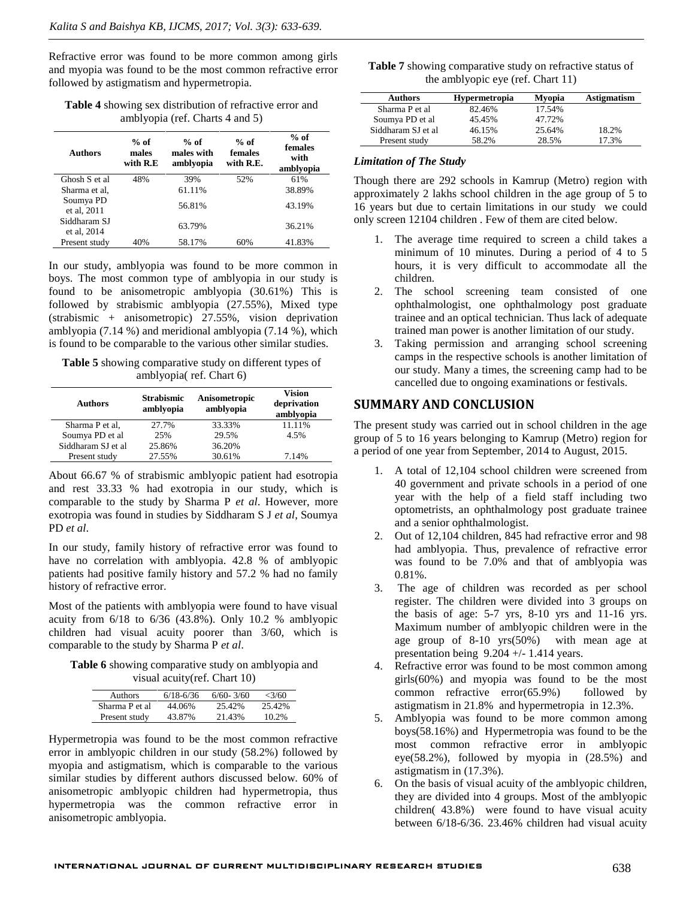Refractive error was found to be more common among girls and myopia was found to be the most common refractive error followed by astigmatism and hypermetropia.

**Table 4** showing sex distribution of refractive error and amblyopia (ref. Charts 4 and 5)

| Authors | % of males with R.E | % of males with amblyopia | % of females with R.E. | % of females with amblyopia |
|---|---|---|---|---|
| Ghosh S et al | 48% | 39% | 52% | 61% |
| Sharma et al, | | 61.11% | | 38.89% |
| Soumya PD et al, 2011 | | 56.81% | | 43.19% |
| Siddharam SJ et al, 2014 | | 63.79% | | 36.21% |
| Present study | 40% | 58.17% | 60% | 41.83% |

In our study, amblyopia was found to be more common in boys. The most common type of amblyopia in our study is found to be anisometropic amblyopia (30.61%) This is followed by strabismic amblyopia (27.55%), Mixed type (strabismic + anisometropic) 27.55%, vision deprivation amblyopia (7.14 %) and meridional amblyopia (7.14 %), which is found to be comparable to the various other similar studies.

**Table 5** showing comparative study on different types of amblyopia( ref. Chart 6)

| Authors | Strabismic amblyopia | Anisometropic amblyopia | Vision deprivation amblyopia |
|---|---|---|---|
| Sharma P et al, | 27.7% | 33.33% | 11.11% |
| Soumya PD et al | 25% | 29.5% | 4.5% |
| Siddharam SJ et al | 25.86% | 36.20% | |
| Present study | 27.55% | 30.61% | 7.14% |

About 66.67 % of strabismic amblyopic patient had esotropia and rest 33.33 % had exotropia in our study, which is comparable to the study by Sharma P *et al*. However, more exotropia was found in studies by Siddharam S J *et al*, Soumya PD *et al*.

In our study, family history of refractive error was found to have no correlation with amblyopia. 42.8 % of amblyopic patients had positive family history and 57.2 % had no family history of refractive error.

Most of the patients with amblyopia were found to have visual acuity from 6/18 to 6/36 (43.8%). Only 10.2 % amblyopic children had visual acuity poorer than 3/60, which is comparable to the study by Sharma P *et al*.

**Table 6** showing comparative study on amblyopia and visual acuity(ref. Chart 10)

| Authors | 6/18-6/36 | 6/60- 3/60 | <3/60 |
|---|---|---|---|
| Sharma P et al | 44.06% | 25.42% | 25.42% |
| Present study | 43.87% | 21.43% | 10.2% |

Hypermetropia was found to be the most common refractive error in amblyopic children in our study (58.2%) followed by myopia and astigmatism, which is comparable to the various similar studies by different authors discussed below. 60% of anisometropic amblyopic children had hypermetropia, thus hypermetropia was the common refractive error in anisometropic amblyopia.

**Table 7** showing comparative study on refractive status of the amblyopic eye (ref. Chart 11)

| Authors | Hypermetropia | Myopia | Astigmatism |
|---|---|---|---|
| Sharma P et al | 82.46% | 17.54% | |
| Soumya PD et al | 45.45% | 47.72% | |
| Siddharam SJ et al | 46.15% | 25.64% | 18.2% |
| Present study | 58.2% | 28.5% | 17.3% |

### *Limitation of The Study*

Though there are 292 schools in Kamrup (Metro) region with approximately 2 lakhs school children in the age group of 5 to 16 years but due to certain limitations in our study we could only screen 12104 children . Few of them are cited below.

1. The average time required to screen a child takes a minimum of 10 minutes. During a period of 4 to 5 hours, it is very difficult to accommodate all the children.
2. The school screening team consisted of one ophthalmologist, one ophthalmology post graduate trainee and an optical technician. Thus lack of adequate trained man power is another limitation of our study.
3. Taking permission and arranging school screening camps in the respective schools is another limitation of our study. Many a times, the screening camp had to be cancelled due to ongoing examinations or festivals.

## SUMMARY AND CONCLUSION

The present study was carried out in school children in the age group of 5 to 16 years belonging to Kamrup (Metro) region for a period of one year from September, 2014 to August, 2015.

1. A total of 12,104 school children were screened from 40 government and private schools in a period of one year with the help of a field staff including two optometrists, an ophthalmology post graduate trainee and a senior ophthalmologist.
2. Out of 12,104 children, 845 had refractive error and 98 had amblyopia. Thus, prevalence of refractive error was found to be 7.0% and that of amblyopia was 0.81%.
3. The age of children was recorded as per school register. The children were divided into 3 groups on the basis of age: 5-7 yrs, 8-10 yrs and 11-16 yrs. Maximum number of amblyopic children were in the age group of 8-10 yrs(50%) with mean age at presentation being 9.204 +/- 1.414 years.
4. Refractive error was found to be most common among girls(60%) and myopia was found to be the most common refractive error(65.9%) followed by astigmatism in 21.8% and hypermetropia in 12.3%.
5. Amblyopia was found to be more common among boys(58.16%) and Hypermetropia was found to be the most common refractive error in amblyopic eye(58.2%), followed by myopia in (28.5%) and astigmatism in (17.3%).
6. On the basis of visual acuity of the amblyopic children, they are divided into 4 groups. Most of the amblyopic children( 43.8%) were found to have visual acuity between 6/18-6/36. 23.46% children had visual acuity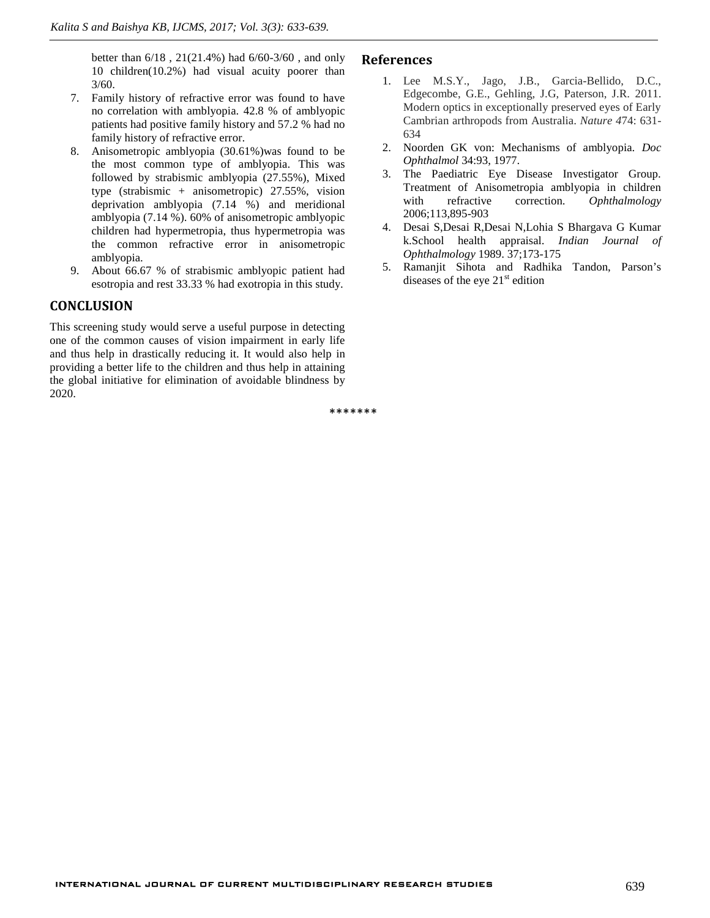better than 6/18 , 21(21.4%) had 6/60-3/60 , and only 10 children(10.2%) had visual acuity poorer than 3/60.

7. Family history of refractive error was found to have no correlation with amblyopia. 42.8 % of amblyopic patients had positive family history and 57.2 % had no family history of refractive error.
8. Anisometropic amblyopia (30.61%)was found to be the most common type of amblyopia. This was followed by strabismic amblyopia (27.55%), Mixed type (strabismic + anisometropic) 27.55%, vision deprivation amblyopia (7.14 %) and meridional amblyopia (7.14 %). 60% of anisometropic amblyopic children had hypermetropia, thus hypermetropia was the common refractive error in anisometropic amblyopia.
9. About 66.67 % of strabismic amblyopic patient had esotropia and rest 33.33 % had exotropia in this study.

## CONCLUSION

This screening study would serve a useful purpose in detecting one of the common causes of vision impairment in early life and thus help in drastically reducing it. It would also help in providing a better life to the children and thus help in attaining the global initiative for elimination of avoidable blindness by 2020.

## References

1. Lee M.S.Y., Jago, J.B., Garcia-Bellido, D.C., Edgecombe, G.E., Gehling, J.G, Paterson, J.R. 2011. Modern optics in exceptionally preserved eyes of Early Cambrian arthropods from Australia. *Nature 4*74: 631-634
2. Noorden GK von: Mechanisms of amblyopia. *Doc Ophthalmol* 34:93, 1977.
3. The Paediatric Eye Disease Investigator Group. Treatment of Anisometropia amblyopia in children with refractive correction. *Ophthalmology* 2006;113,895-903
4. Desai S,Desai R,Desai N,Lohia S Bhargava G Kumar k.School health appraisal. *Indian Journal of Ophthalmology* 1989. 37;173-175
5. Ramanjit Sihota and Radhika Tandon, Parson's diseases of the eye 21st edition

*******